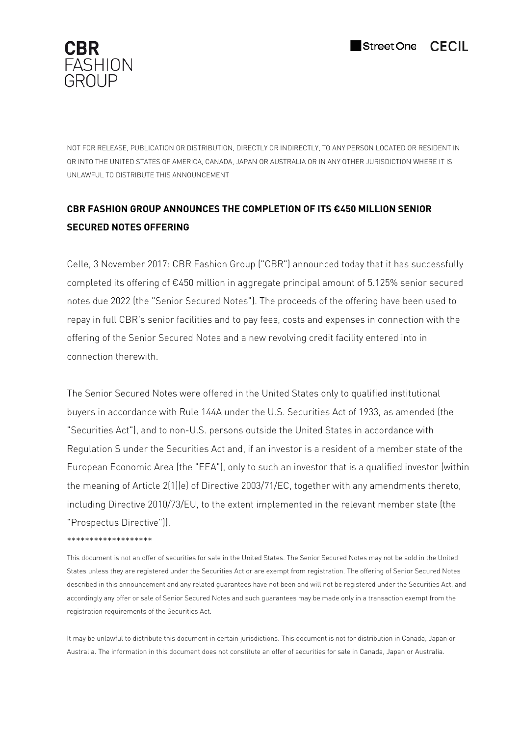**CBR**
FASHION
GROUP

Street One CECIL

NOT FOR RELEASE, PUBLICATION OR DISTRIBUTION, DIRECTLY OR INDIRECTLY, TO ANY PERSON LOCATED OR RESIDENT IN OR INTO THE UNITED STATES OF AMERICA, CANADA, JAPAN OR AUSTRALIA OR IN ANY OTHER JURISDICTION WHERE IT IS UNLAWFUL TO DISTRIBUTE THIS ANNOUNCEMENT

# CBR FASHION GROUP ANNOUNCES THE COMPLETION OF ITS €450 MILLION SENIOR SECURED NOTES OFFERING

Celle, 3 November 2017: CBR Fashion Group ("CBR") announced today that it has successfully completed its offering of €450 million in aggregate principal amount of 5.125% senior secured notes due 2022 (the "Senior Secured Notes"). The proceeds of the offering have been used to repay in full CBR's senior facilities and to pay fees, costs and expenses in connection with the offering of the Senior Secured Notes and a new revolving credit facility entered into in connection therewith.

The Senior Secured Notes were offered in the United States only to qualified institutional buyers in accordance with Rule 144A under the U.S. Securities Act of 1933, as amended (the "Securities Act"), and to non-U.S. persons outside the United States in accordance with Regulation S under the Securities Act and, if an investor is a resident of a member state of the European Economic Area (the "EEA"), only to such an investor that is a qualified investor (within the meaning of Article 2(1)(e) of Directive 2003/71/EC, together with any amendments thereto, including Directive 2010/73/EU, to the extent implemented in the relevant member state (the "Prospectus Directive")).

*******************

This document is not an offer of securities for sale in the United States. The Senior Secured Notes may not be sold in the United States unless they are registered under the Securities Act or are exempt from registration. The offering of Senior Secured Notes described in this announcement and any related guarantees have not been and will not be registered under the Securities Act, and accordingly any offer or sale of Senior Secured Notes and such guarantees may be made only in a transaction exempt from the registration requirements of the Securities Act.

It may be unlawful to distribute this document in certain jurisdictions. This document is not for distribution in Canada, Japan or Australia. The information in this document does not constitute an offer of securities for sale in Canada, Japan or Australia.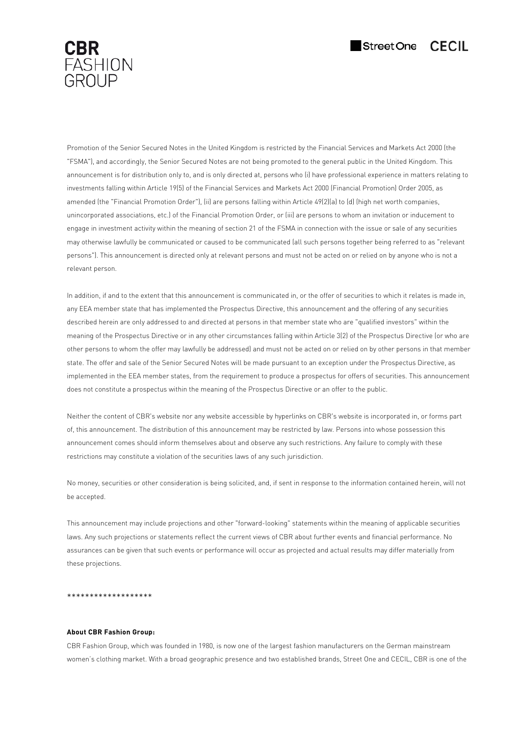Promotion of the Senior Secured Notes in the United Kingdom is restricted by the Financial Services and Markets Act 2000 (the "FSMA"), and accordingly, the Senior Secured Notes are not being promoted to the general public in the United Kingdom. This announcement is for distribution only to, and is only directed at, persons who (i) have professional experience in matters relating to investments falling within Article 19(5) of the Financial Services and Markets Act 2000 (Financial Promotion) Order 2005, as amended (the "Financial Promotion Order"), (ii) are persons falling within Article 49(2)(a) to (d) (high net worth companies, unincorporated associations, etc.) of the Financial Promotion Order, or (iii) are persons to whom an invitation or inducement to engage in investment activity within the meaning of section 21 of the FSMA in connection with the issue or sale of any securities may otherwise lawfully be communicated or caused to be communicated (all such persons together being referred to as "relevant persons"). This announcement is directed only at relevant persons and must not be acted on or relied on by anyone who is not a relevant person.

In addition, if and to the extent that this announcement is communicated in, or the offer of securities to which it relates is made in, any EEA member state that has implemented the Prospectus Directive, this announcement and the offering of any securities described herein are only addressed to and directed at persons in that member state who are "qualified investors" within the meaning of the Prospectus Directive or in any other circumstances falling within Article 3(2) of the Prospectus Directive (or who are other persons to whom the offer may lawfully be addressed) and must not be acted on or relied on by other persons in that member state. The offer and sale of the Senior Secured Notes will be made pursuant to an exception under the Prospectus Directive, as implemented in the EEA member states, from the requirement to produce a prospectus for offers of securities. This announcement does not constitute a prospectus within the meaning of the Prospectus Directive or an offer to the public.

Neither the content of CBR's website nor any website accessible by hyperlinks on CBR's website is incorporated in, or forms part of, this announcement. The distribution of this announcement may be restricted by law. Persons into whose possession this announcement comes should inform themselves about and observe any such restrictions. Any failure to comply with these restrictions may constitute a violation of the securities laws of any such jurisdiction.

No money, securities or other consideration is being solicited, and, if sent in response to the information contained herein, will not be accepted.

This announcement may include projections and other "forward-looking" statements within the meaning of applicable securities laws. Any such projections or statements reflect the current views of CBR about further events and financial performance. No assurances can be given that such events or performance will occur as projected and actual results may differ materially from these projections.

*******************

**About CBR Fashion Group:**

CBR Fashion Group, which was founded in 1980, is now one of the largest fashion manufacturers on the German mainstream women´s clothing market. With a broad geographic presence and two established brands, Street One and CECIL, CBR is one of the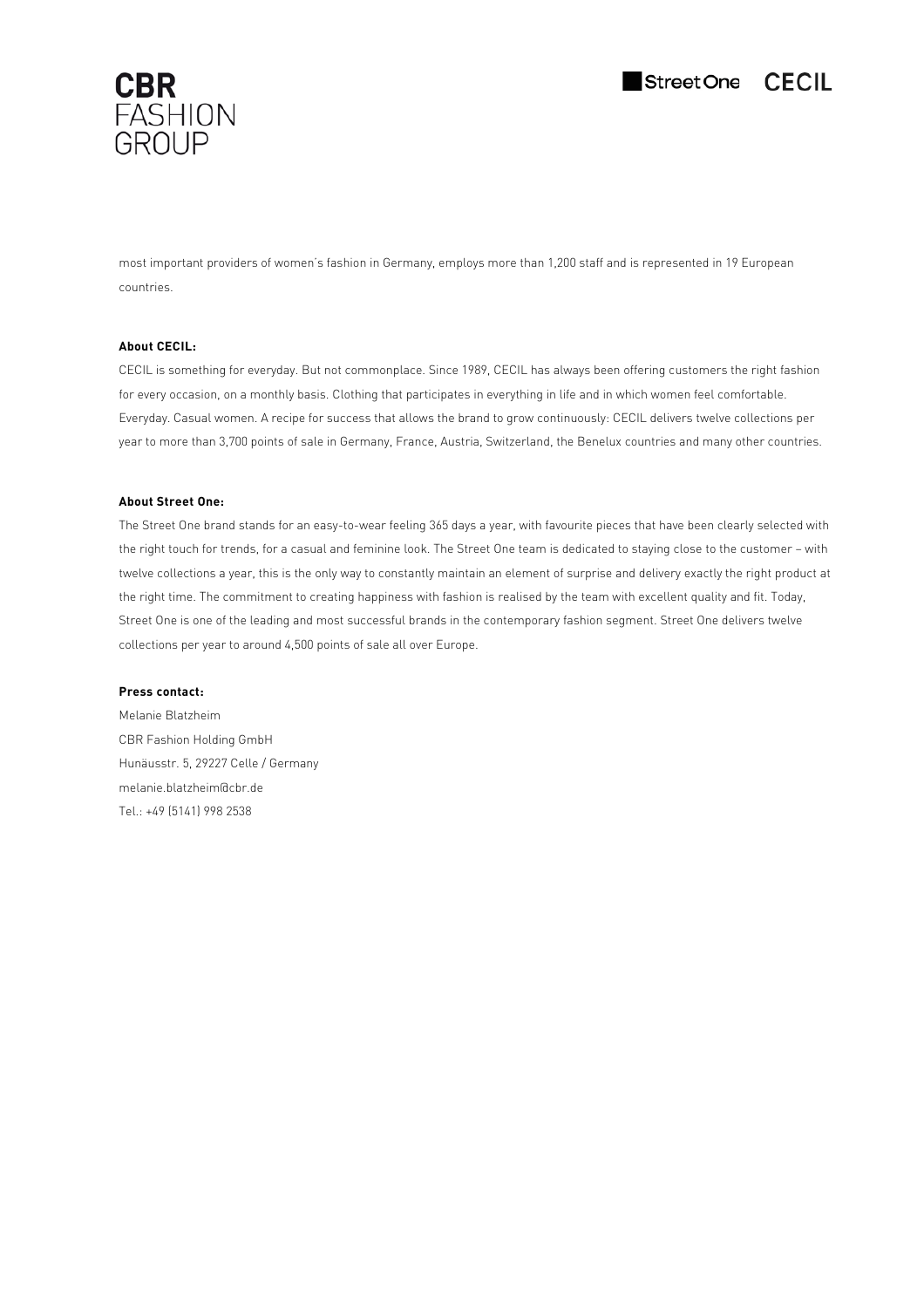most important providers of women´s fashion in Germany, employs more than 1,200 staff and is represented in 19 European countries.

**About CECIL:**

CECIL is something for everyday. But not commonplace. Since 1989, CECIL has always been offering customers the right fashion for every occasion, on a monthly basis. Clothing that participates in everything in life and in which women feel comfortable. Everyday. Casual women. A recipe for success that allows the brand to grow continuously: CECIL delivers twelve collections per year to more than 3,700 points of sale in Germany, France, Austria, Switzerland, the Benelux countries and many other countries.

**About Street One:**

The Street One brand stands for an easy-to-wear feeling 365 days a year, with favourite pieces that have been clearly selected with the right touch for trends, for a casual and feminine look. The Street One team is dedicated to staying close to the customer – with twelve collections a year, this is the only way to constantly maintain an element of surprise and delivery exactly the right product at the right time. The commitment to creating happiness with fashion is realised by the team with excellent quality and fit. Today, Street One is one of the leading and most successful brands in the contemporary fashion segment. Street One delivers twelve collections per year to around 4,500 points of sale all over Europe.

**Press contact:**

Melanie Blatzheim
CBR Fashion Holding GmbH
Hunäusstr. 5, 29227 Celle / Germany
melanie.blatzheim@cbr.de
Tel.: +49 (5141) 998 2538